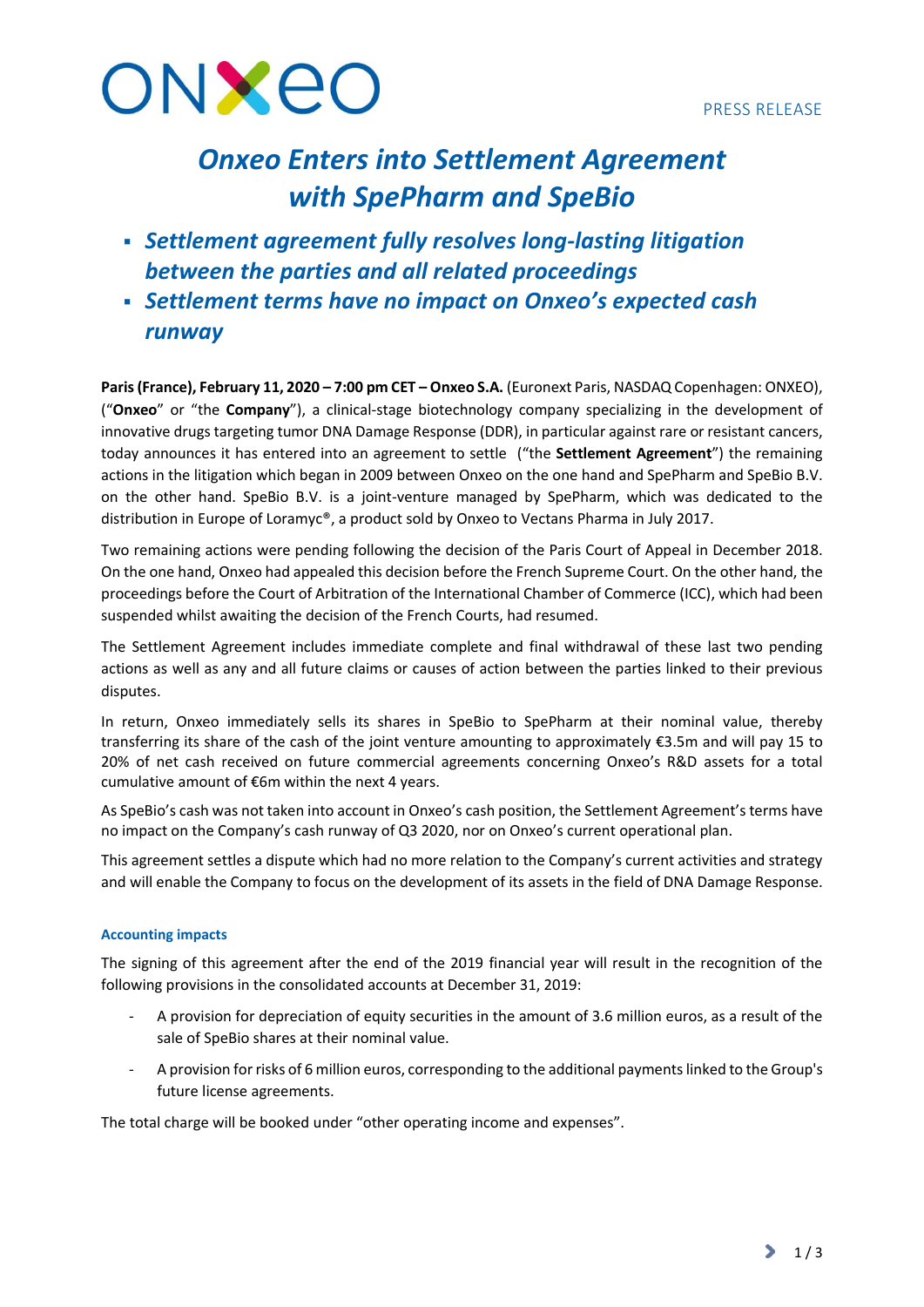PRESS RELEASE

# *Onxeo Enters into Settlement Agreement with SpePharm and SpeBio*

- ***Settlement agreement fully resolves long-lasting litigation between the parties and all related proceedings***
- ***Settlement terms have no impact on Onxeo's expected cash runway***

**Paris (France), February 11, 2020 – 7:00 pm CET – Onxeo S.A.** (Euronext Paris, NASDAQ Copenhagen: ONXEO), ("**Onxeo**" or "the **Company**"), a clinical-stage biotechnology company specializing in the development of innovative drugs targeting tumor DNA Damage Response (DDR), in particular against rare or resistant cancers, today announces it has entered into an agreement to settle ("the **Settlement Agreement**") the remaining actions in the litigation which began in 2009 between Onxeo on the one hand and SpePharm and SpeBio B.V. on the other hand. SpeBio B.V. is a joint-venture managed by SpePharm, which was dedicated to the distribution in Europe of Loramyc®, a product sold by Onxeo to Vectans Pharma in July 2017.

Two remaining actions were pending following the decision of the Paris Court of Appeal in December 2018. On the one hand, Onxeo had appealed this decision before the French Supreme Court. On the other hand, the proceedings before the Court of Arbitration of the International Chamber of Commerce (ICC), which had been suspended whilst awaiting the decision of the French Courts, had resumed.

The Settlement Agreement includes immediate complete and final withdrawal of these last two pending actions as well as any and all future claims or causes of action between the parties linked to their previous disputes.

In return, Onxeo immediately sells its shares in SpeBio to SpePharm at their nominal value, thereby transferring its share of the cash of the joint venture amounting to approximately €3.5m and will pay 15 to 20% of net cash received on future commercial agreements concerning Onxeo's R&D assets for a total cumulative amount of €6m within the next 4 years.

As SpeBio's cash was not taken into account in Onxeo's cash position, the Settlement Agreement's terms have no impact on the Company's cash runway of Q3 2020, nor on Onxeo's current operational plan.

This agreement settles a dispute which had no more relation to the Company's current activities and strategy and will enable the Company to focus on the development of its assets in the field of DNA Damage Response.

### Accounting impacts

The signing of this agreement after the end of the 2019 financial year will result in the recognition of the following provisions in the consolidated accounts at December 31, 2019:

- A provision for depreciation of equity securities in the amount of 3.6 million euros, as a result of the sale of SpeBio shares at their nominal value.
- A provision for risks of 6 million euros, corresponding to the additional payments linked to the Group's future license agreements.

The total charge will be booked under "other operating income and expenses".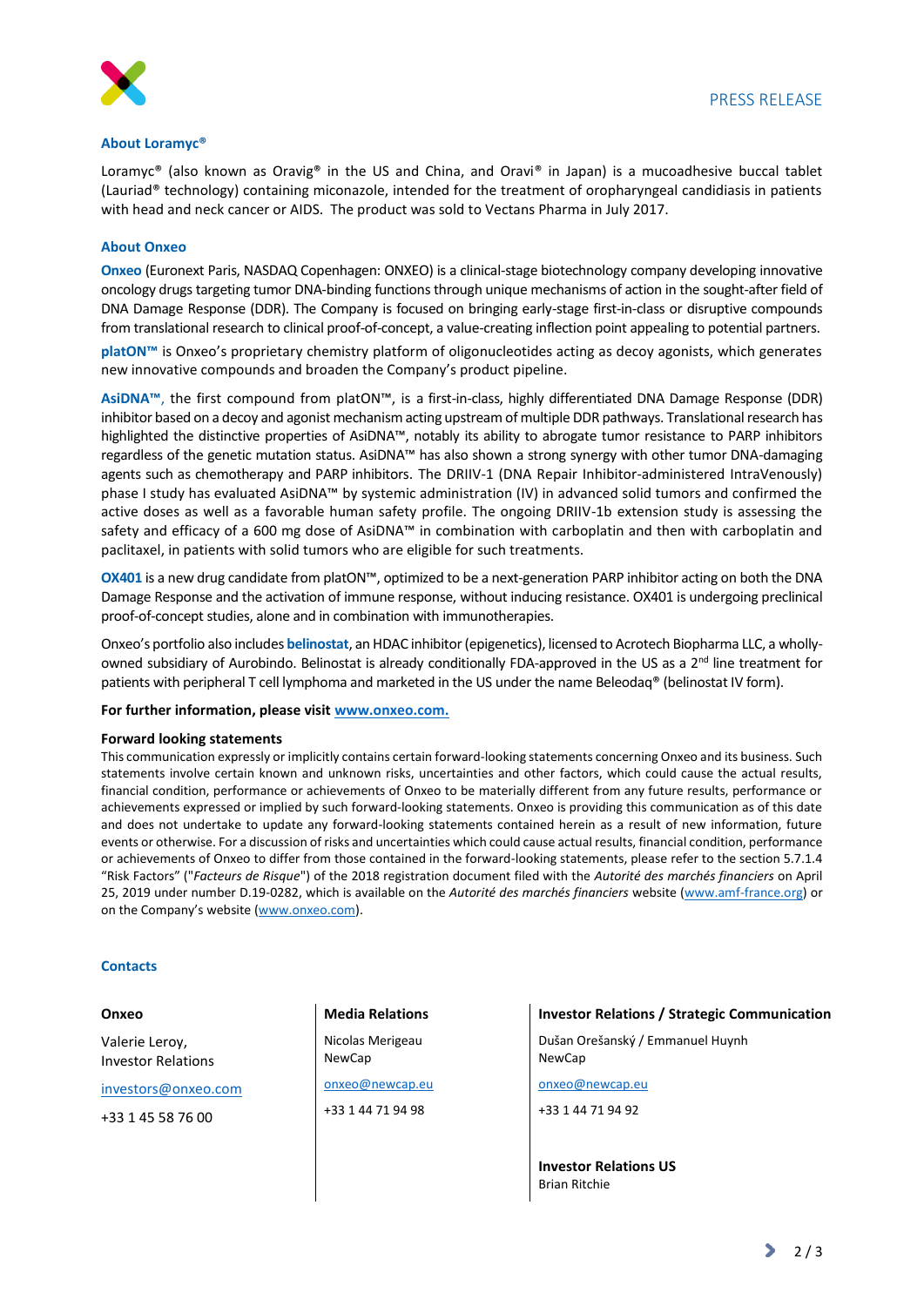### About Loramyc®

Loramyc® (also known as Oravig® in the US and China, and Oravi® in Japan) is a mucoadhesive buccal tablet (Lauriad® technology) containing miconazole, intended for the treatment of oropharyngeal candidiasis in patients with head and neck cancer or AIDS. The product was sold to Vectans Pharma in July 2017.

### About Onxeo

**Onxeo** (Euronext Paris, NASDAQ Copenhagen: ONXEO) is a clinical-stage biotechnology company developing innovative oncology drugs targeting tumor DNA-binding functions through unique mechanisms of action in the sought-after field of DNA Damage Response (DDR). The Company is focused on bringing early-stage first-in-class or disruptive compounds from translational research to clinical proof-of-concept, a value-creating inflection point appealing to potential partners.

**platON™** is Onxeo's proprietary chemistry platform of oligonucleotides acting as decoy agonists, which generates new innovative compounds and broaden the Company's product pipeline.

**AsiDNA™**, the first compound from platON™, is a first-in-class, highly differentiated DNA Damage Response (DDR) inhibitor based on a decoy and agonist mechanism acting upstream of multiple DDR pathways. Translational research has highlighted the distinctive properties of AsiDNA™, notably its ability to abrogate tumor resistance to PARP inhibitors regardless of the genetic mutation status. AsiDNA™ has also shown a strong synergy with other tumor DNA-damaging agents such as chemotherapy and PARP inhibitors. The DRIIV-1 (DNA Repair Inhibitor-administered IntraVenously) phase I study has evaluated AsiDNA™ by systemic administration (IV) in advanced solid tumors and confirmed the active doses as well as a favorable human safety profile. The ongoing DRIIV-1b extension study is assessing the safety and efficacy of a 600 mg dose of AsiDNA™ in combination with carboplatin and then with carboplatin and paclitaxel, in patients with solid tumors who are eligible for such treatments.

**OX401** is a new drug candidate from platON™, optimized to be a next-generation PARP inhibitor acting on both the DNA Damage Response and the activation of immune response, without inducing resistance. OX401 is undergoing preclinical proof-of-concept studies, alone and in combination with immunotherapies.

Onxeo's portfolio also includes **belinostat**, an HDAC inhibitor (epigenetics), licensed to Acrotech Biopharma LLC, a wholly-owned subsidiary of Aurobindo. Belinostat is already conditionally FDA-approved in the US as a 2nd line treatment for patients with peripheral T cell lymphoma and marketed in the US under the name Beleodaq® (belinostat IV form).

**For further information, please visit www.onxeo.com.**

### Forward looking statements

This communication expressly or implicitly contains certain forward-looking statements concerning Onxeo and its business. Such statements involve certain known and unknown risks, uncertainties and other factors, which could cause the actual results, financial condition, performance or achievements of Onxeo to be materially different from any future results, performance or achievements expressed or implied by such forward-looking statements. Onxeo is providing this communication as of this date and does not undertake to update any forward-looking statements contained herein as a result of new information, future events or otherwise. For a discussion of risks and uncertainties which could cause actual results, financial condition, performance or achievements of Onxeo to differ from those contained in the forward-looking statements, please refer to the section 5.7.1.4 "Risk Factors" ("*Facteurs de Risque*") of the 2018 registration document filed with the *Autorité des marchés financiers* on April 25, 2019 under number D.19-0282, which is available on the *Autorité des marchés financiers* website (www.amf-france.org) or on the Company's website (www.onxeo.com).

### Contacts

**Onxeo**

Valerie Leroy,
Investor Relations

investors@onxeo.com

+33 1 45 58 76 00

**Media Relations**

Nicolas Merigeau
NewCap

onxeo@newcap.eu

+33 1 44 71 94 98

**Investor Relations / Strategic Communication**

Dušan Orešanský / Emmanuel Huynh
NewCap

onxeo@newcap.eu

+33 1 44 71 94 92

**Investor Relations US**

Brian Ritchie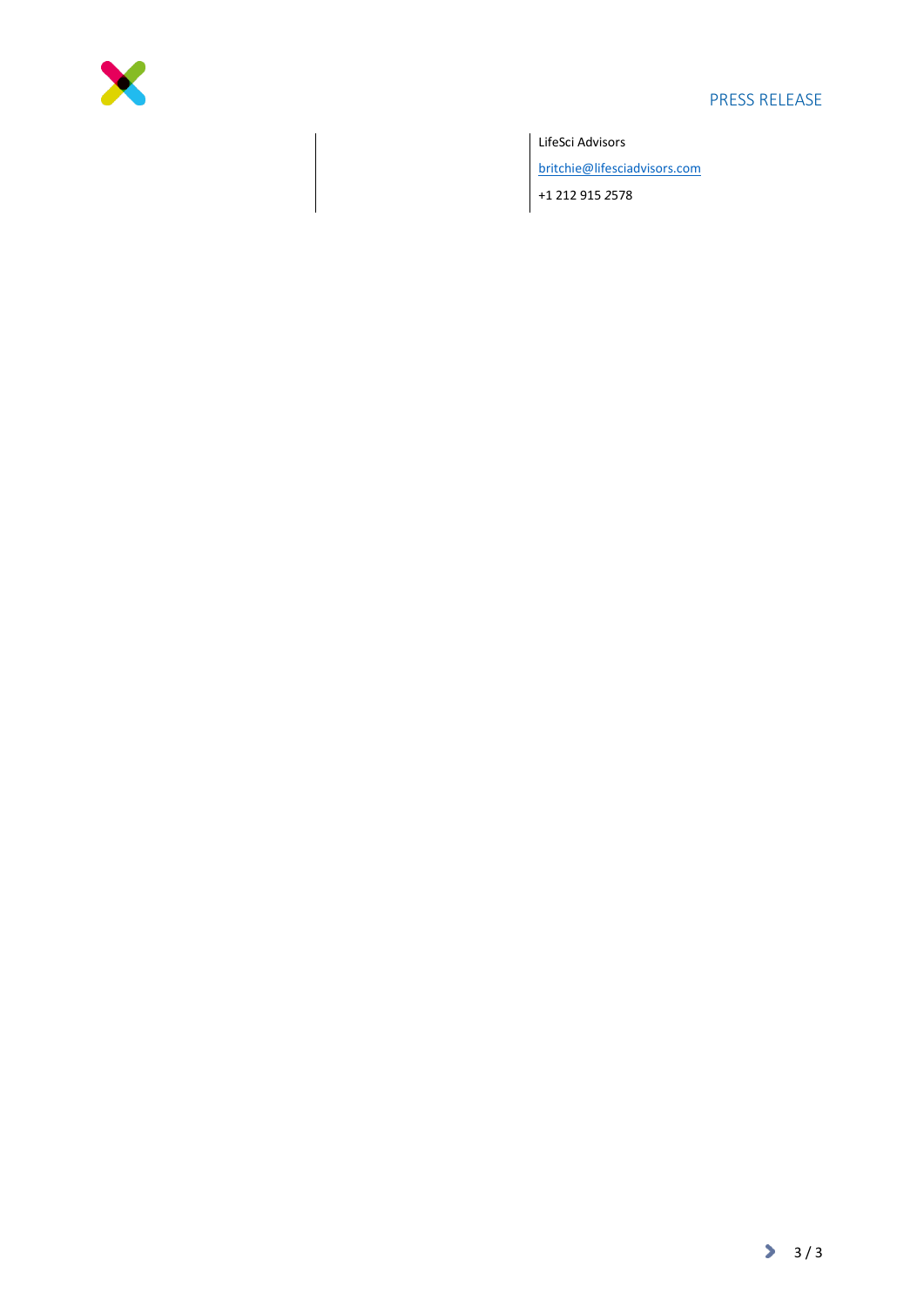LifeSci Advisors

britchie@lifesciadvisors.com

+1 212 915 2578